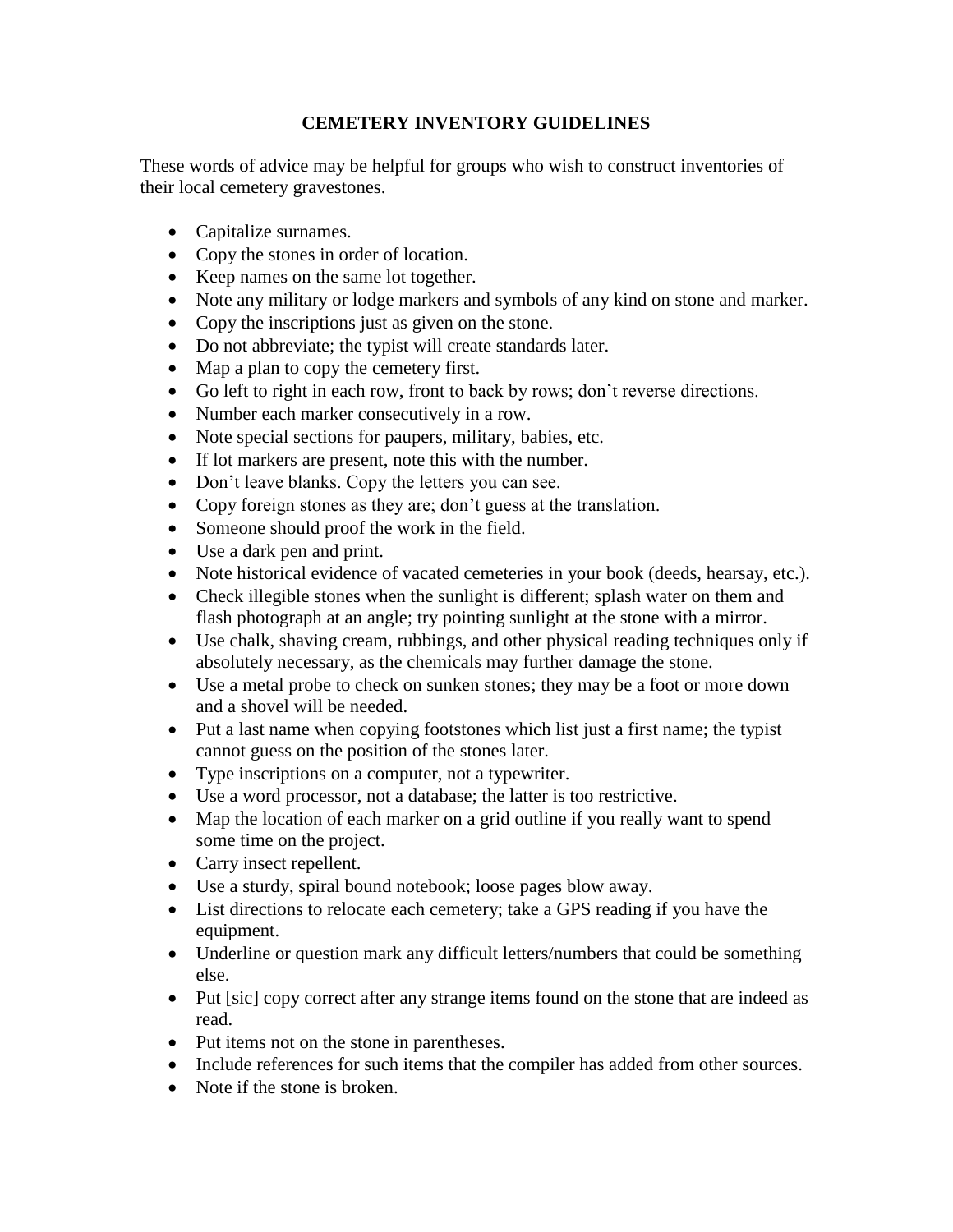# CEMETERY INVENTORY GUIDELINES

These words of advice may be helpful for groups who wish to construct inventories of their local cemetery gravestones.

- Capitalize surnames.
- Copy the stones in order of location.
- Keep names on the same lot together.
- Note any military or lodge markers and symbols of any kind on stone and marker.
- Copy the inscriptions just as given on the stone.
- Do not abbreviate; the typist will create standards later.
- Map a plan to copy the cemetery first.
- Go left to right in each row, front to back by rows; don't reverse directions.
- Number each marker consecutively in a row.
- Note special sections for paupers, military, babies, etc.
- If lot markers are present, note this with the number.
- Don't leave blanks. Copy the letters you can see.
- Copy foreign stones as they are; don't guess at the translation.
- Someone should proof the work in the field.
- Use a dark pen and print.
- Note historical evidence of vacated cemeteries in your book (deeds, hearsay, etc.).
- Check illegible stones when the sunlight is different; splash water on them and flash photograph at an angle; try pointing sunlight at the stone with a mirror.
- Use chalk, shaving cream, rubbings, and other physical reading techniques only if absolutely necessary, as the chemicals may further damage the stone.
- Use a metal probe to check on sunken stones; they may be a foot or more down and a shovel will be needed.
- Put a last name when copying footstones which list just a first name; the typist cannot guess on the position of the stones later.
- Type inscriptions on a computer, not a typewriter.
- Use a word processor, not a database; the latter is too restrictive.
- Map the location of each marker on a grid outline if you really want to spend some time on the project.
- Carry insect repellent.
- Use a sturdy, spiral bound notebook; loose pages blow away.
- List directions to relocate each cemetery; take a GPS reading if you have the equipment.
- Underline or question mark any difficult letters/numbers that could be something else.
- Put [sic] copy correct after any strange items found on the stone that are indeed as read.
- Put items not on the stone in parentheses.
- Include references for such items that the compiler has added from other sources.
- Note if the stone is broken.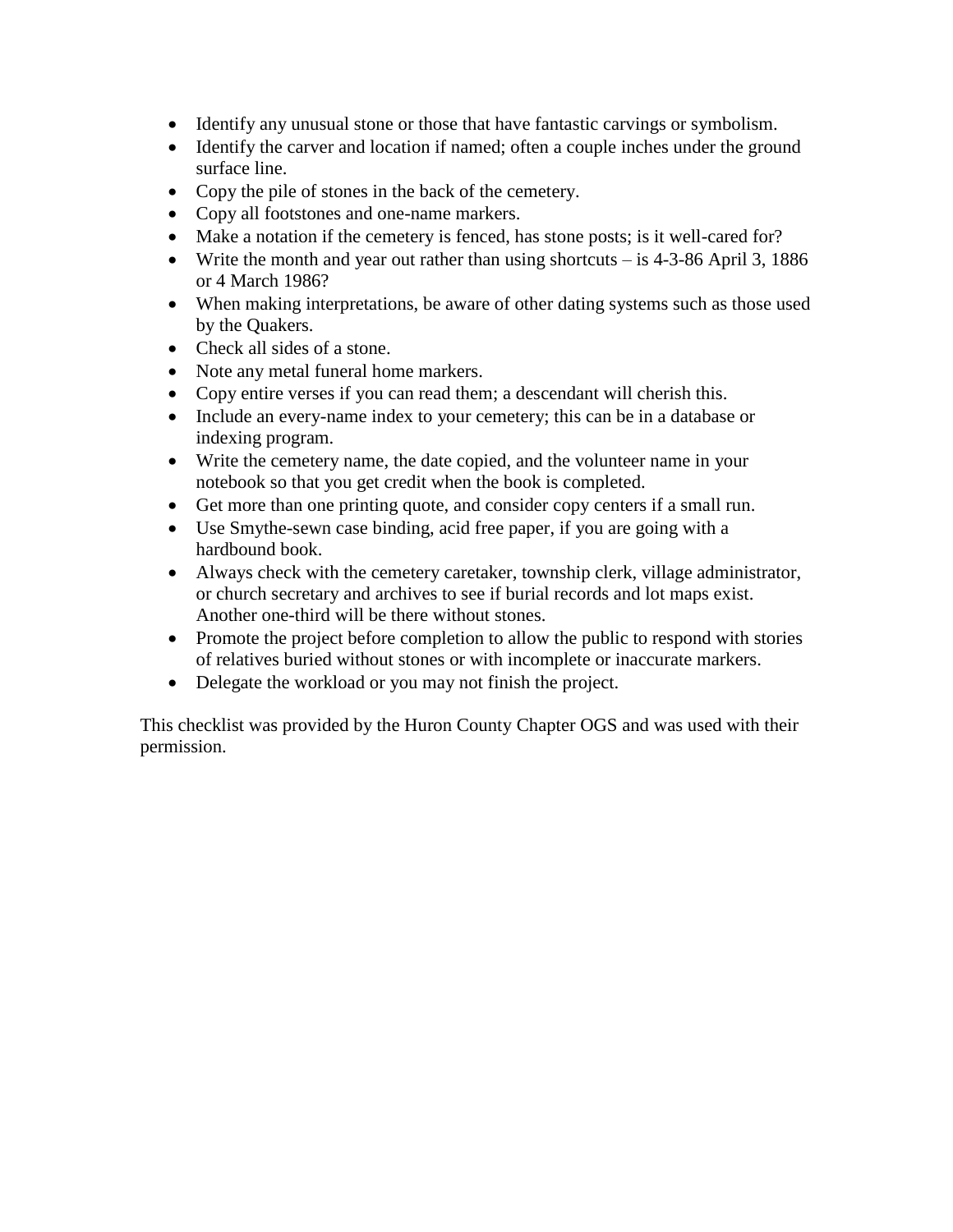- Identify any unusual stone or those that have fantastic carvings or symbolism.
- Identify the carver and location if named; often a couple inches under the ground surface line.
- Copy the pile of stones in the back of the cemetery.
- Copy all footstones and one-name markers.
- Make a notation if the cemetery is fenced, has stone posts; is it well-cared for?
- Write the month and year out rather than using shortcuts – is 4-3-86 April 3, 1886 or 4 March 1986?
- When making interpretations, be aware of other dating systems such as those used by the Quakers.
- Check all sides of a stone.
- Note any metal funeral home markers.
- Copy entire verses if you can read them; a descendant will cherish this.
- Include an every-name index to your cemetery; this can be in a database or indexing program.
- Write the cemetery name, the date copied, and the volunteer name in your notebook so that you get credit when the book is completed.
- Get more than one printing quote, and consider copy centers if a small run.
- Use Smythe-sewn case binding, acid free paper, if you are going with a hardbound book.
- Always check with the cemetery caretaker, township clerk, village administrator, or church secretary and archives to see if burial records and lot maps exist. Another one-third will be there without stones.
- Promote the project before completion to allow the public to respond with stories of relatives buried without stones or with incomplete or inaccurate markers.
- Delegate the workload or you may not finish the project.

This checklist was provided by the Huron County Chapter OGS and was used with their permission.